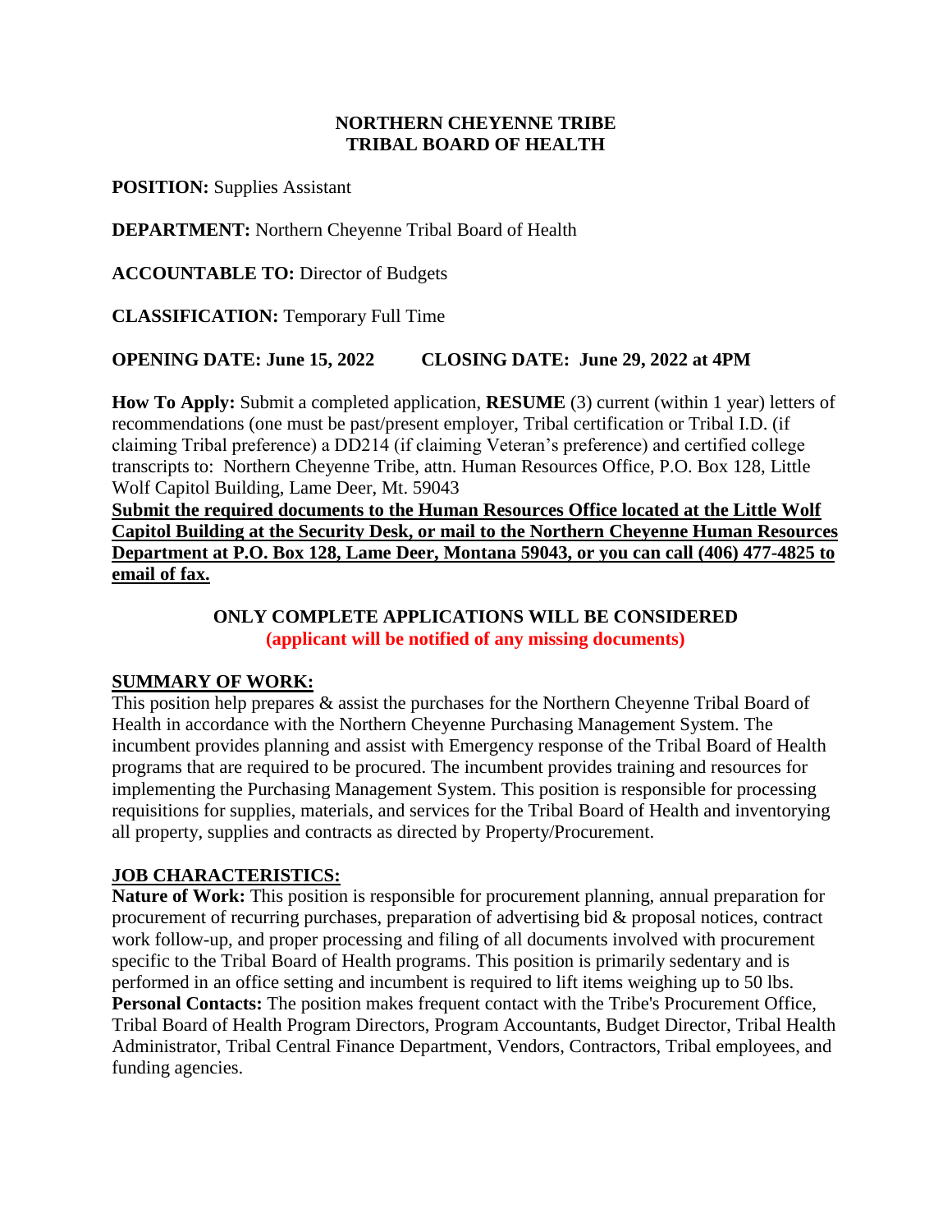# NORTHERN CHEYENNE TRIBE
## TRIBAL BOARD OF HEALTH

**POSITION:** Supplies Assistant

**DEPARTMENT:** Northern Cheyenne Tribal Board of Health

**ACCOUNTABLE TO:** Director of Budgets

**CLASSIFICATION:** Temporary Full Time

**OPENING DATE: June 15, 2022 CLOSING DATE: June 29, 2022 at 4PM**

**How To Apply:** Submit a completed application, **RESUME** (3) current (within 1 year) letters of recommendations (one must be past/present employer, Tribal certification or Tribal I.D. (if claiming Tribal preference) a DD214 (if claiming Veteran's preference) and certified college transcripts to: Northern Cheyenne Tribe, attn. Human Resources Office, P.O. Box 128, Little Wolf Capitol Building, Lame Deer, Mt. 59043

<u>**Submit the required documents to the Human Resources Office located at the Little Wolf Capitol Building at the Security Desk, or mail to the Northern Cheyenne Human Resources Department at P.O. Box 128, Lame Deer, Montana 59043, or you can call (406) 477-4825 to email of fax.**</u>

**ONLY COMPLETE APPLICATIONS WILL BE CONSIDERED**
**(applicant will be notified of any missing documents)**

## <u>SUMMARY OF WORK:</u>

This position help prepares & assist the purchases for the Northern Cheyenne Tribal Board of Health in accordance with the Northern Cheyenne Purchasing Management System. The incumbent provides planning and assist with Emergency response of the Tribal Board of Health programs that are required to be procured. The incumbent provides training and resources for implementing the Purchasing Management System. This position is responsible for processing requisitions for supplies, materials, and services for the Tribal Board of Health and inventorying all property, supplies and contracts as directed by Property/Procurement.

## <u>JOB CHARACTERISTICS:</u>

**Nature of Work:** This position is responsible for procurement planning, annual preparation for procurement of recurring purchases, preparation of advertising bid & proposal notices, contract work follow-up, and proper processing and filing of all documents involved with procurement specific to the Tribal Board of Health programs. This position is primarily sedentary and is performed in an office setting and incumbent is required to lift items weighing up to 50 lbs.

**Personal Contacts:** The position makes frequent contact with the Tribe's Procurement Office, Tribal Board of Health Program Directors, Program Accountants, Budget Director, Tribal Health Administrator, Tribal Central Finance Department, Vendors, Contractors, Tribal employees, and funding agencies.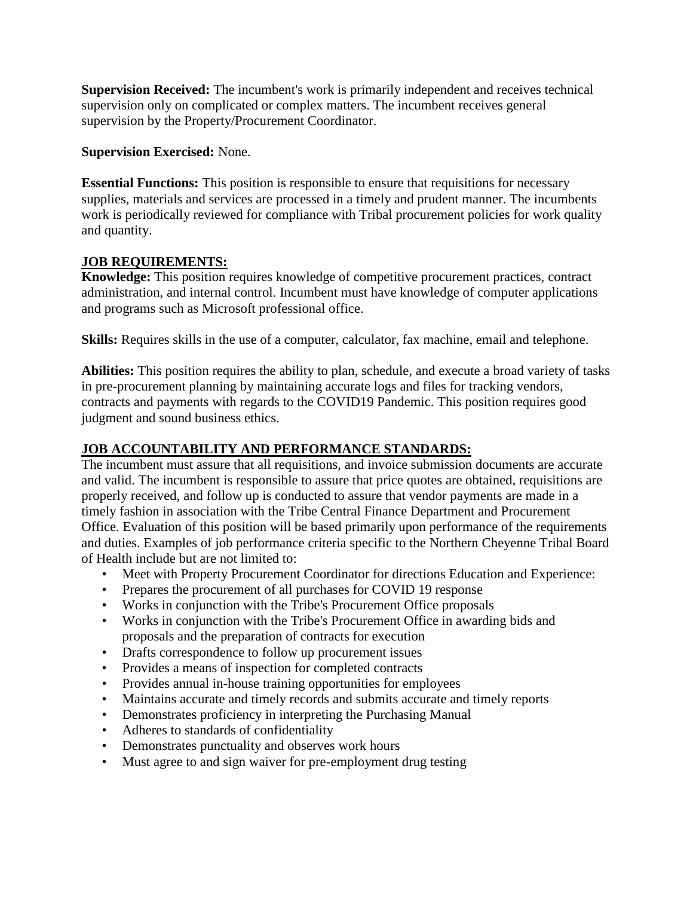**Supervision Received:** The incumbent's work is primarily independent and receives technical supervision only on complicated or complex matters. The incumbent receives general supervision by the Property/Procurement Coordinator.

**Supervision Exercised:** None.

**Essential Functions:** This position is responsible to ensure that requisitions for necessary supplies, materials and services are processed in a timely and prudent manner. The incumbents work is periodically reviewed for compliance with Tribal procurement policies for work quality and quantity.

## JOB REQUIREMENTS:

**Knowledge:** This position requires knowledge of competitive procurement practices, contract administration, and internal control. Incumbent must have knowledge of computer applications and programs such as Microsoft professional office.

**Skills:** Requires skills in the use of a computer, calculator, fax machine, email and telephone.

**Abilities:** This position requires the ability to plan, schedule, and execute a broad variety of tasks in pre-procurement planning by maintaining accurate logs and files for tracking vendors, contracts and payments with regards to the COVID19 Pandemic. This position requires good judgment and sound business ethics.

## JOB ACCOUNTABILITY AND PERFORMANCE STANDARDS:

The incumbent must assure that all requisitions, and invoice submission documents are accurate and valid. The incumbent is responsible to assure that price quotes are obtained, requisitions are properly received, and follow up is conducted to assure that vendor payments are made in a timely fashion in association with the Tribe Central Finance Department and Procurement Office. Evaluation of this position will be based primarily upon performance of the requirements and duties. Examples of job performance criteria specific to the Northern Cheyenne Tribal Board of Health include but are not limited to:

- Meet with Property Procurement Coordinator for directions Education and Experience:
- Prepares the procurement of all purchases for COVID 19 response
- Works in conjunction with the Tribe's Procurement Office proposals
- Works in conjunction with the Tribe's Procurement Office in awarding bids and proposals and the preparation of contracts for execution
- Drafts correspondence to follow up procurement issues
- Provides a means of inspection for completed contracts
- Provides annual in-house training opportunities for employees
- Maintains accurate and timely records and submits accurate and timely reports
- Demonstrates proficiency in interpreting the Purchasing Manual
- Adheres to standards of confidentiality
- Demonstrates punctuality and observes work hours
- Must agree to and sign waiver for pre-employment drug testing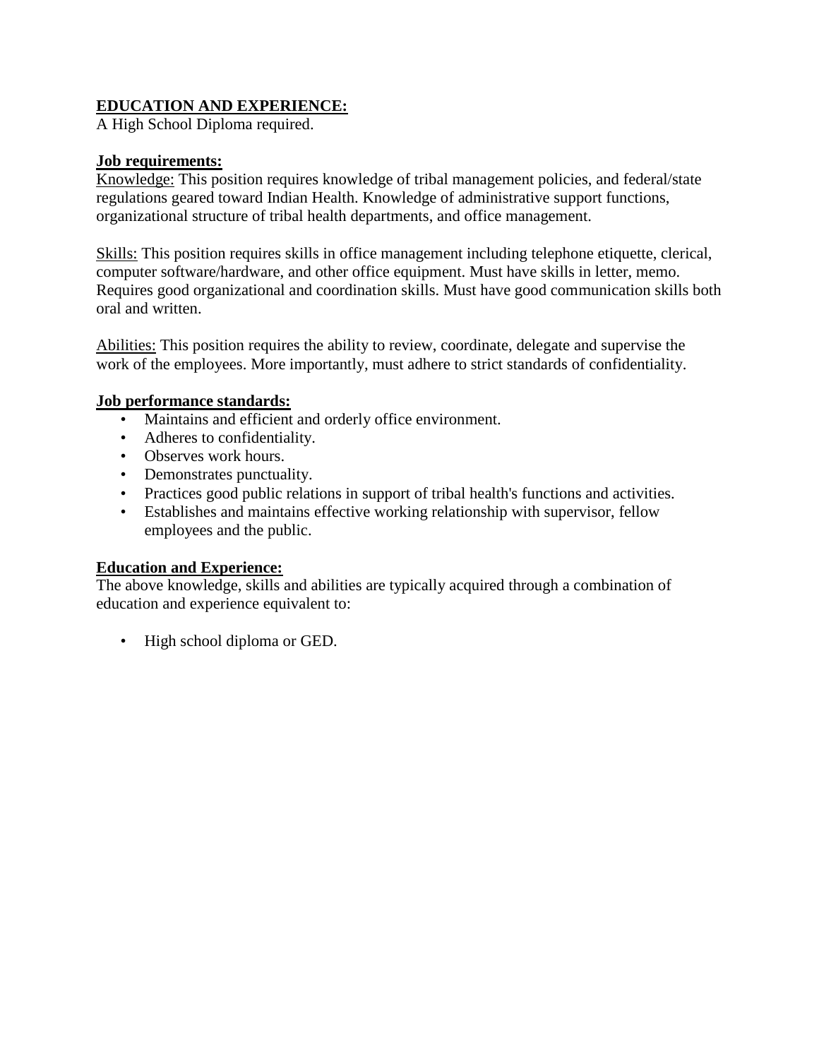**EDUCATION AND EXPERIENCE:**
A High School Diploma required.

**Job requirements:**
Knowledge: This position requires knowledge of tribal management policies, and federal/state regulations geared toward Indian Health. Knowledge of administrative support functions, organizational structure of tribal health departments, and office management.

Skills: This position requires skills in office management including telephone etiquette, clerical, computer software/hardware, and other office equipment. Must have skills in letter, memo. Requires good organizational and coordination skills. Must have good communication skills both oral and written.

Abilities: This position requires the ability to review, coordinate, delegate and supervise the work of the employees. More importantly, must adhere to strict standards of confidentiality.

**Job performance standards:**

- Maintains and efficient and orderly office environment.
- Adheres to confidentiality.
- Observes work hours.
- Demonstrates punctuality.
- Practices good public relations in support of tribal health's functions and activities.
- Establishes and maintains effective working relationship with supervisor, fellow employees and the public.

**Education and Experience:**
The above knowledge, skills and abilities are typically acquired through a combination of education and experience equivalent to:

- High school diploma or GED.